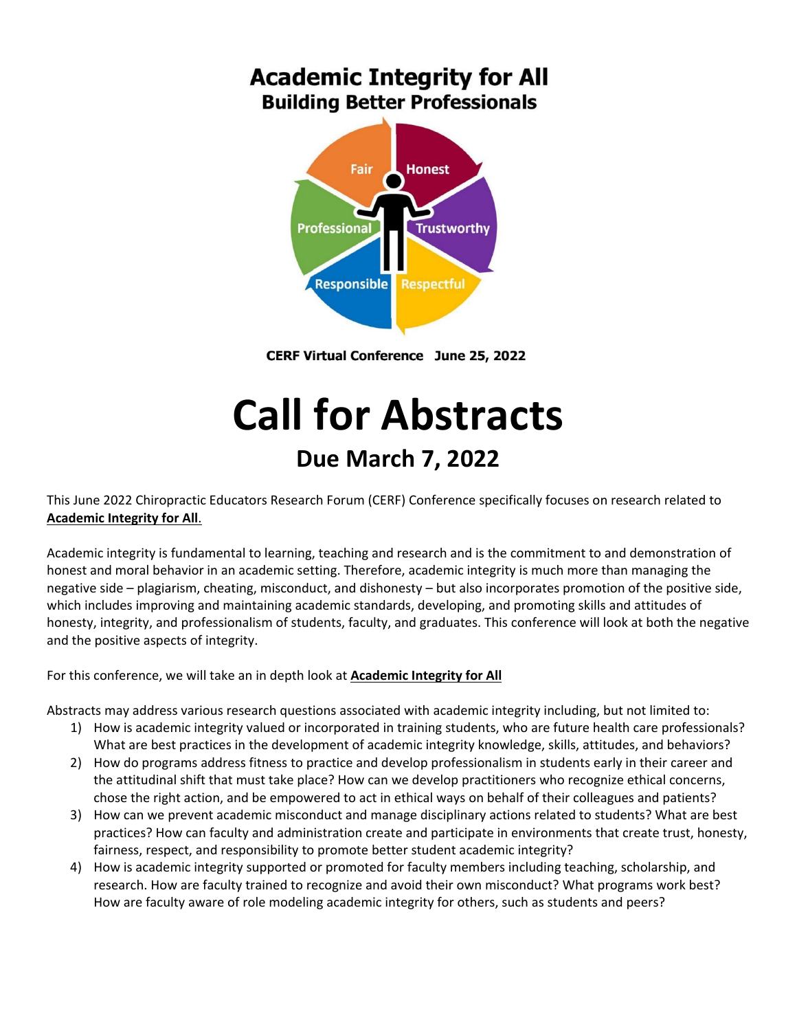# Academic Integrity for All

## Building Better Professionals

Fair Honest Professional Trustworthy Responsible Respectful

**CERF Virtual Conference June 25, 2022**

# Call for Abstracts

## Due March 7, 2022

This June 2022 Chiropractic Educators Research Forum (CERF) Conference specifically focuses on research related to **Academic Integrity for All**.

Academic integrity is fundamental to learning, teaching and research and is the commitment to and demonstration of honest and moral behavior in an academic setting. Therefore, academic integrity is much more than managing the negative side – plagiarism, cheating, misconduct, and dishonesty – but also incorporates promotion of the positive side, which includes improving and maintaining academic standards, developing, and promoting skills and attitudes of honesty, integrity, and professionalism of students, faculty, and graduates. This conference will look at both the negative and the positive aspects of integrity.

For this conference, we will take an in depth look at **Academic Integrity for All**

Abstracts may address various research questions associated with academic integrity including, but not limited to:

1) How is academic integrity valued or incorporated in training students, who are future health care professionals? What are best practices in the development of academic integrity knowledge, skills, attitudes, and behaviors?
2) How do programs address fitness to practice and develop professionalism in students early in their career and the attitudinal shift that must take place? How can we develop practitioners who recognize ethical concerns, chose the right action, and be empowered to act in ethical ways on behalf of their colleagues and patients?
3) How can we prevent academic misconduct and manage disciplinary actions related to students? What are best practices? How can faculty and administration create and participate in environments that create trust, honesty, fairness, respect, and responsibility to promote better student academic integrity?
4) How is academic integrity supported or promoted for faculty members including teaching, scholarship, and research. How are faculty trained to recognize and avoid their own misconduct? What programs work best? How are faculty aware of role modeling academic integrity for others, such as students and peers?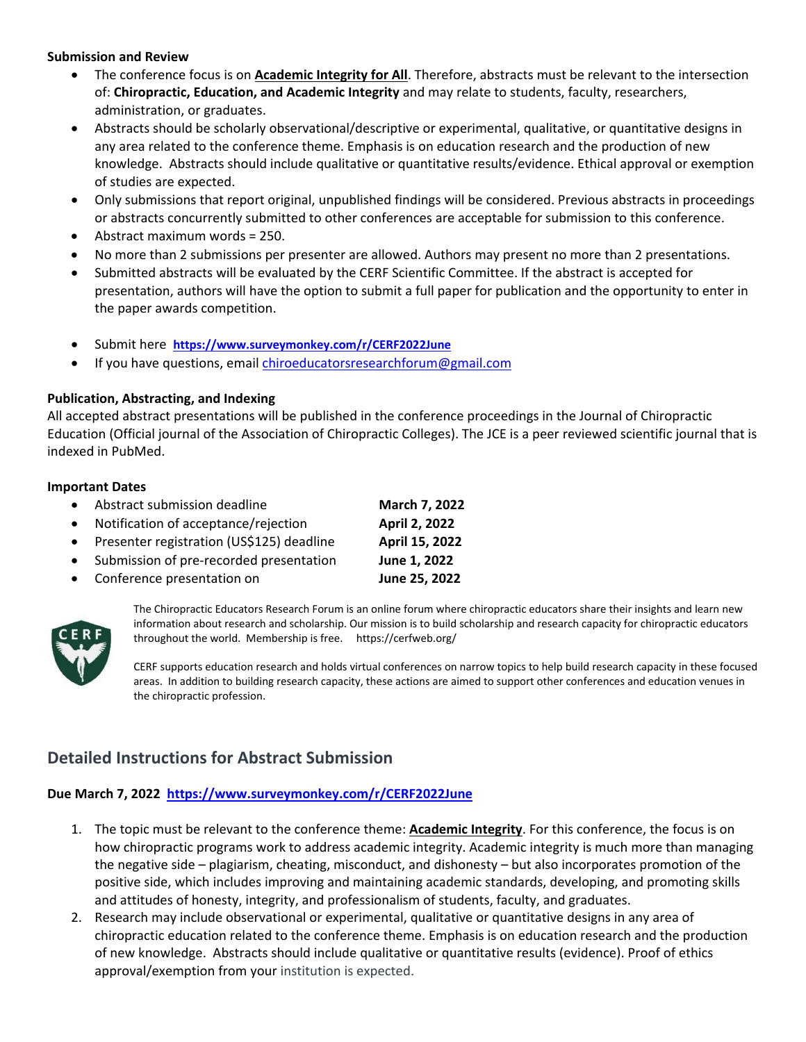**Submission and Review**

- The conference focus is on **Academic Integrity for All**. Therefore, abstracts must be relevant to the intersection of: **Chiropractic, Education, and Academic Integrity** and may relate to students, faculty, researchers, administration, or graduates.
- Abstracts should be scholarly observational/descriptive or experimental, qualitative, or quantitative designs in any area related to the conference theme. Emphasis is on education research and the production of new knowledge. Abstracts should include qualitative or quantitative results/evidence. Ethical approval or exemption of studies are expected.
- Only submissions that report original, unpublished findings will be considered. Previous abstracts in proceedings or abstracts concurrently submitted to other conferences are acceptable for submission to this conference.
- Abstract maximum words = 250.
- No more than 2 submissions per presenter are allowed. Authors may present no more than 2 presentations.
- Submitted abstracts will be evaluated by the CERF Scientific Committee. If the abstract is accepted for presentation, authors will have the option to submit a full paper for publication and the opportunity to enter in the paper awards competition.

- Submit here **https://www.surveymonkey.com/r/CERF2022June**
- If you have questions, email chiroeducatorsresearchforum@gmail.com

**Publication, Abstracting, and Indexing**

All accepted abstract presentations will be published in the conference proceedings in the Journal of Chiropractic Education (Official journal of the Association of Chiropractic Colleges). The JCE is a peer reviewed scientific journal that is indexed in PubMed.

**Important Dates**

- Abstract submission deadline **March 7, 2022**
- Notification of acceptance/rejection **April 2, 2022**
- Presenter registration (US$125) deadline **April 15, 2022**
- Submission of pre-recorded presentation **June 1, 2022**
- Conference presentation on **June 25, 2022**

The Chiropractic Educators Research Forum is an online forum where chiropractic educators share their insights and learn new information about research and scholarship. Our mission is to build scholarship and research capacity for chiropractic educators throughout the world. Membership is free. https://cerfweb.org/

CERF supports education research and holds virtual conferences on narrow topics to help build research capacity in these focused areas. In addition to building research capacity, these actions are aimed to support other conferences and education venues in the chiropractic profession.

## Detailed Instructions for Abstract Submission

**Due March 7, 2022 https://www.surveymonkey.com/r/CERF2022June**

1. The topic must be relevant to the conference theme: **Academic Integrity**. For this conference, the focus is on how chiropractic programs work to address academic integrity. Academic integrity is much more than managing the negative side – plagiarism, cheating, misconduct, and dishonesty – but also incorporates promotion of the positive side, which includes improving and maintaining academic standards, developing, and promoting skills and attitudes of honesty, integrity, and professionalism of students, faculty, and graduates.
2. Research may include observational or experimental, qualitative or quantitative designs in any area of chiropractic education related to the conference theme. Emphasis is on education research and the production of new knowledge. Abstracts should include qualitative or quantitative results (evidence). Proof of ethics approval/exemption from your institution is expected.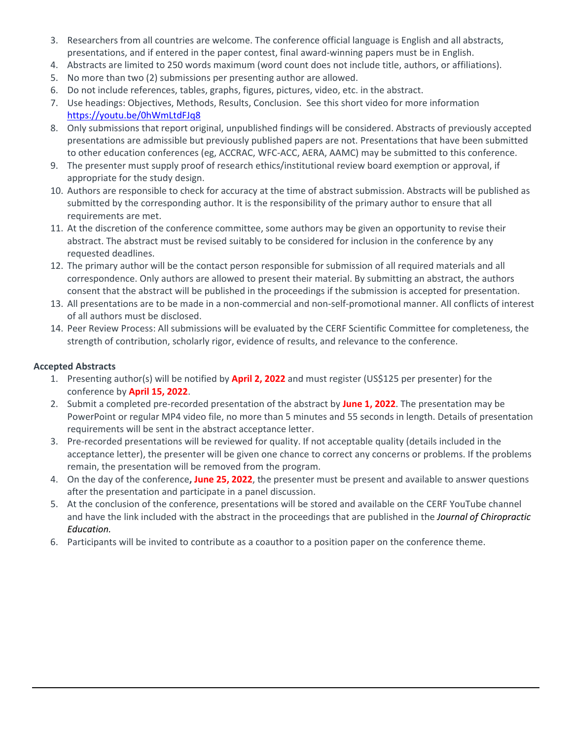3. Researchers from all countries are welcome. The conference official language is English and all abstracts, presentations, and if entered in the paper contest, final award-winning papers must be in English.
4. Abstracts are limited to 250 words maximum (word count does not include title, authors, or affiliations).
5. No more than two (2) submissions per presenting author are allowed.
6. Do not include references, tables, graphs, figures, pictures, video, etc. in the abstract.
7. Use headings: Objectives, Methods, Results, Conclusion. See this short video for more information [https://youtu.be/0hWmLtdFJq8](https://youtu.be/0hWmLtdFJq8)
8. Only submissions that report original, unpublished findings will be considered. Abstracts of previously accepted presentations are admissible but previously published papers are not. Presentations that have been submitted to other education conferences (eg, ACCRAC, WFC-ACC, AERA, AAMC) may be submitted to this conference.
9. The presenter must supply proof of research ethics/institutional review board exemption or approval, if appropriate for the study design.
10. Authors are responsible to check for accuracy at the time of abstract submission. Abstracts will be published as submitted by the corresponding author. It is the responsibility of the primary author to ensure that all requirements are met.
11. At the discretion of the conference committee, some authors may be given an opportunity to revise their abstract. The abstract must be revised suitably to be considered for inclusion in the conference by any requested deadlines.
12. The primary author will be the contact person responsible for submission of all required materials and all correspondence. Only authors are allowed to present their material. By submitting an abstract, the authors consent that the abstract will be published in the proceedings if the submission is accepted for presentation.
13. All presentations are to be made in a non-commercial and non-self-promotional manner. All conflicts of interest of all authors must be disclosed.
14. Peer Review Process: All submissions will be evaluated by the CERF Scientific Committee for completeness, the strength of contribution, scholarly rigor, evidence of results, and relevance to the conference.

**Accepted Abstracts**

1. Presenting author(s) will be notified by **April 2, 2022** and must register (US$125 per presenter) for the conference by **April 15, 2022**.
2. Submit a completed pre-recorded presentation of the abstract by **June 1, 2022**. The presentation may be PowerPoint or regular MP4 video file, no more than 5 minutes and 55 seconds in length. Details of presentation requirements will be sent in the abstract acceptance letter.
3. Pre-recorded presentations will be reviewed for quality. If not acceptable quality (details included in the acceptance letter), the presenter will be given one chance to correct any concerns or problems. If the problems remain, the presentation will be removed from the program.
4. On the day of the conference**, June 25, 2022**, the presenter must be present and available to answer questions after the presentation and participate in a panel discussion.
5. At the conclusion of the conference, presentations will be stored and available on the CERF YouTube channel and have the link included with the abstract in the proceedings that are published in the *Journal of Chiropractic Education.*
6. Participants will be invited to contribute as a coauthor to a position paper on the conference theme.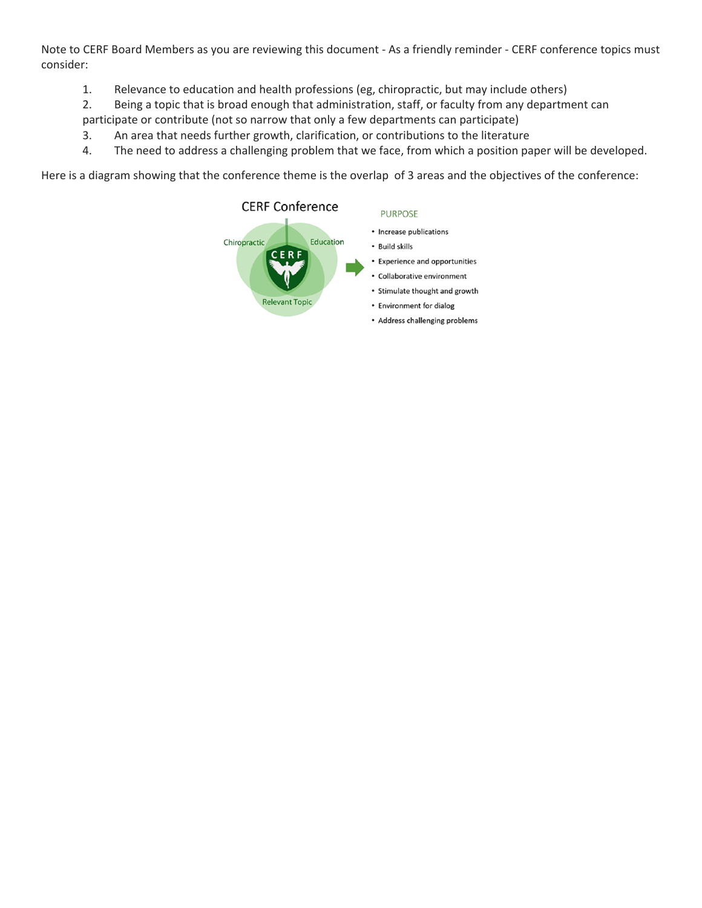Note to CERF Board Members as you are reviewing this document - As a friendly reminder - CERF conference topics must consider:

1. Relevance to education and health professions (eg, chiropractic, but may include others)
2. Being a topic that is broad enough that administration, staff, or faculty from any department can participate or contribute (not so narrow that only a few departments can participate)
3. An area that needs further growth, clarification, or contributions to the literature
4. The need to address a challenging problem that we face, from which a position paper will be developed.

Here is a diagram showing that the conference theme is the overlap of 3 areas and the objectives of the conference:

CERF Conference

Chiropractic

Education

CERF

Relevant Topic

PURPOSE

- Increase publications
- Build skills
- Experience and opportunities
- Collaborative environment
- Stimulate thought and growth
- Environment for dialog
- Address challenging problems